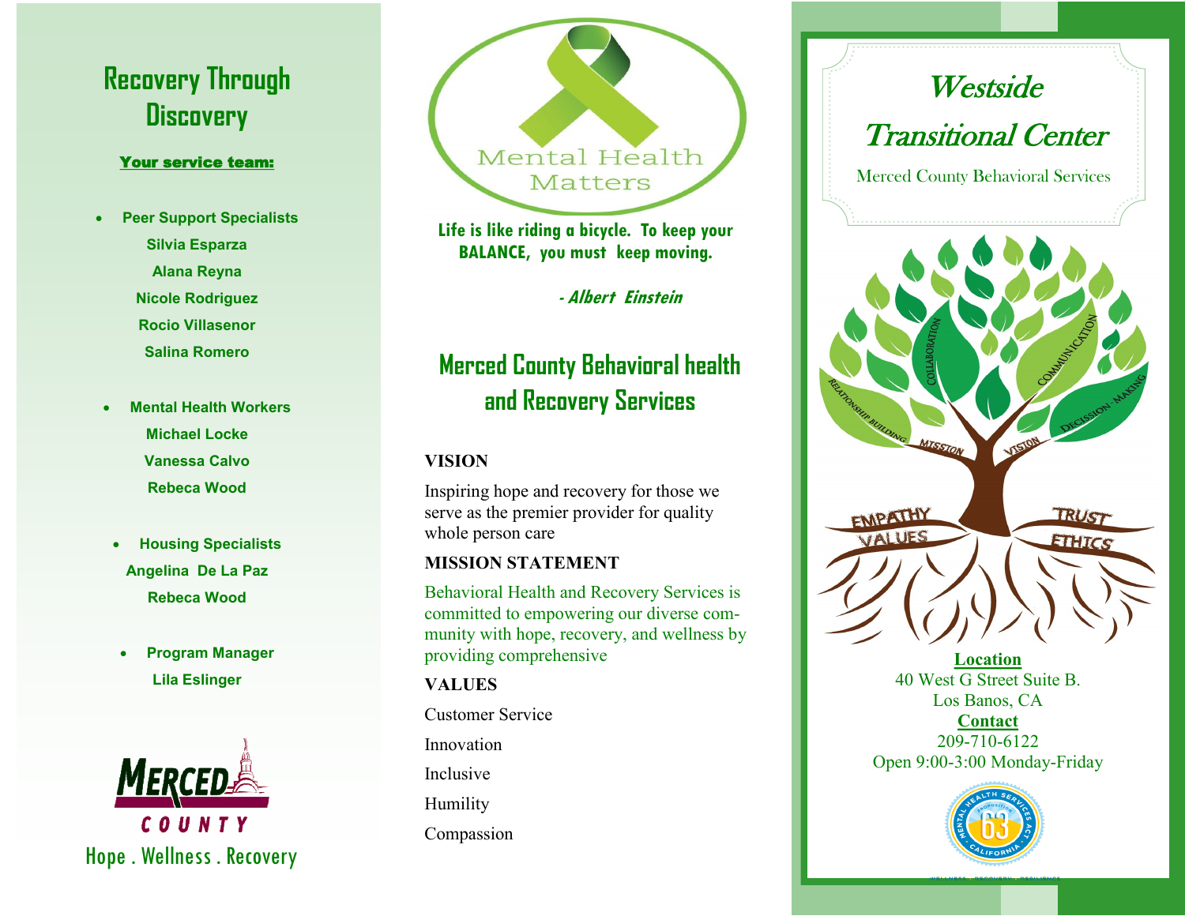# Recovery Through Discovery

**Your service team:**

- **Peer Support Specialists**
  - Silvia Esparza
  - Alana Reyna
  - Nicole Rodriguez
  - Rocio Villasenor
  - Salina Romero
- **Mental Health Workers**
  - Michael Locke
  - Vanessa Calvo
  - Rebeca Wood
- **Housing Specialists**
  - Angelina De La Paz
  - Rebeca Wood
- **Program Manager**
  - Lila Eslinger

MERCED COUNTY

Hope . Wellness . Recovery

Mental Health Matters

**Life is like riding a bicycle. To keep your BALANCE, you must keep moving.**

***- Albert Einstein***

## Merced County Behavioral health and Recovery Services

**VISION**

Inspiring hope and recovery for those we serve as the premier provider for quality whole person care

**MISSION STATEMENT**

Behavioral Health and Recovery Services is committed to empowering our diverse community with hope, recovery, and wellness by providing comprehensive

**VALUES**

Customer Service

Innovation

Inclusive

Humility

Compassion

# Westside Transitional Center

Merced County Behavioral Services

COLLABORATION, COMMUNICATION, RELATIONSHIP BUILDING, DECISION-MAKING, MISSION, VISION, EMPATHY, VALUES, TRUST, ETHICS

**Location**

40 West G Street Suite B.
Los Banos, CA

**Contact**

209-710-6122
Open 9:00-3:00 Monday-Friday

MENTAL HEALTH SERVICES ACT · PROPOSITION 63 · CALIFORNIA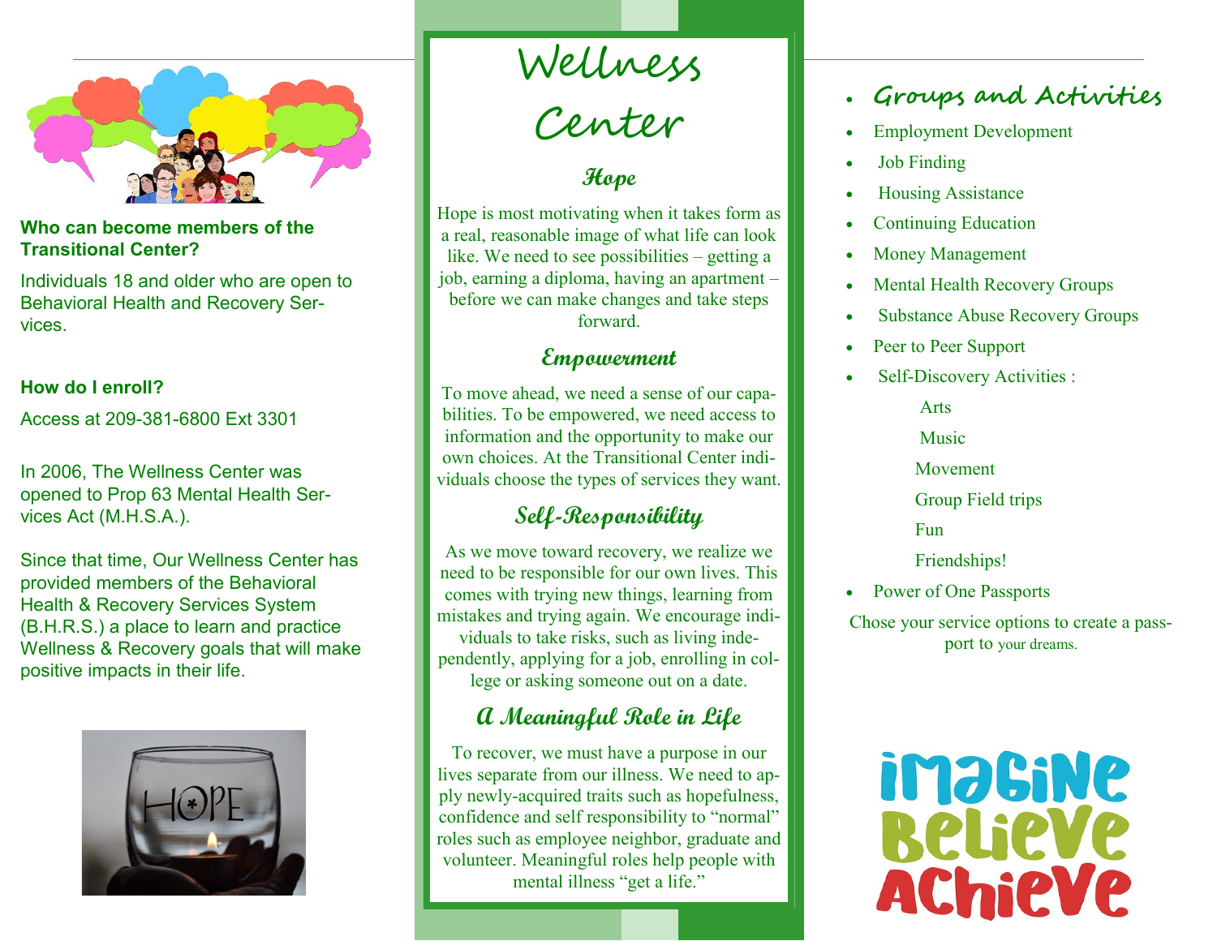**Who can become members of the Transitional Center?**

Individuals 18 and older who are open to Behavioral Health and Recovery Services.

**How do I enroll?**

Access at 209-381-6800 Ext 3301

In 2006, The Wellness Center was opened to Prop 63 Mental Health Services Act (M.H.S.A.).

Since that time, Our Wellness Center has provided members of the Behavioral Health & Recovery Services System (B.H.R.S.) a place to learn and practice Wellness & Recovery goals that will make positive impacts in their life.

# Wellness Center

## Hope

Hope is most motivating when it takes form as a real, reasonable image of what life can look like. We need to see possibilities – getting a job, earning a diploma, having an apartment – before we can make changes and take steps forward.

## Empowerment

To move ahead, we need a sense of our capabilities. To be empowered, we need access to information and the opportunity to make our own choices. At the Transitional Center individuals choose the types of services they want.

## Self-Responsibility

As we move toward recovery, we realize we need to be responsible for our own lives. This comes with trying new things, learning from mistakes and trying again. We encourage individuals to take risks, such as living independently, applying for a job, enrolling in college or asking someone out on a date.

## A Meaningful Role in Life

To recover, we must have a purpose in our lives separate from our illness. We need to apply newly-acquired traits such as hopefulness, confidence and self responsibility to "normal" roles such as employee neighbor, graduate and volunteer. Meaningful roles help people with mental illness "get a life."

## Groups and Activities

- Employment Development
- Job Finding
- Housing Assistance
- Continuing Education
- Money Management
- Mental Health Recovery Groups
- Substance Abuse Recovery Groups
- Peer to Peer Support
- Self-Discovery Activities :
  - Arts
  - Music
  - Movement
  - Group Field trips
  - Fun
  - Friendships!
- Power of One Passports

Chose your service options to create a passport to your dreams.

Imagine Believe Achieve